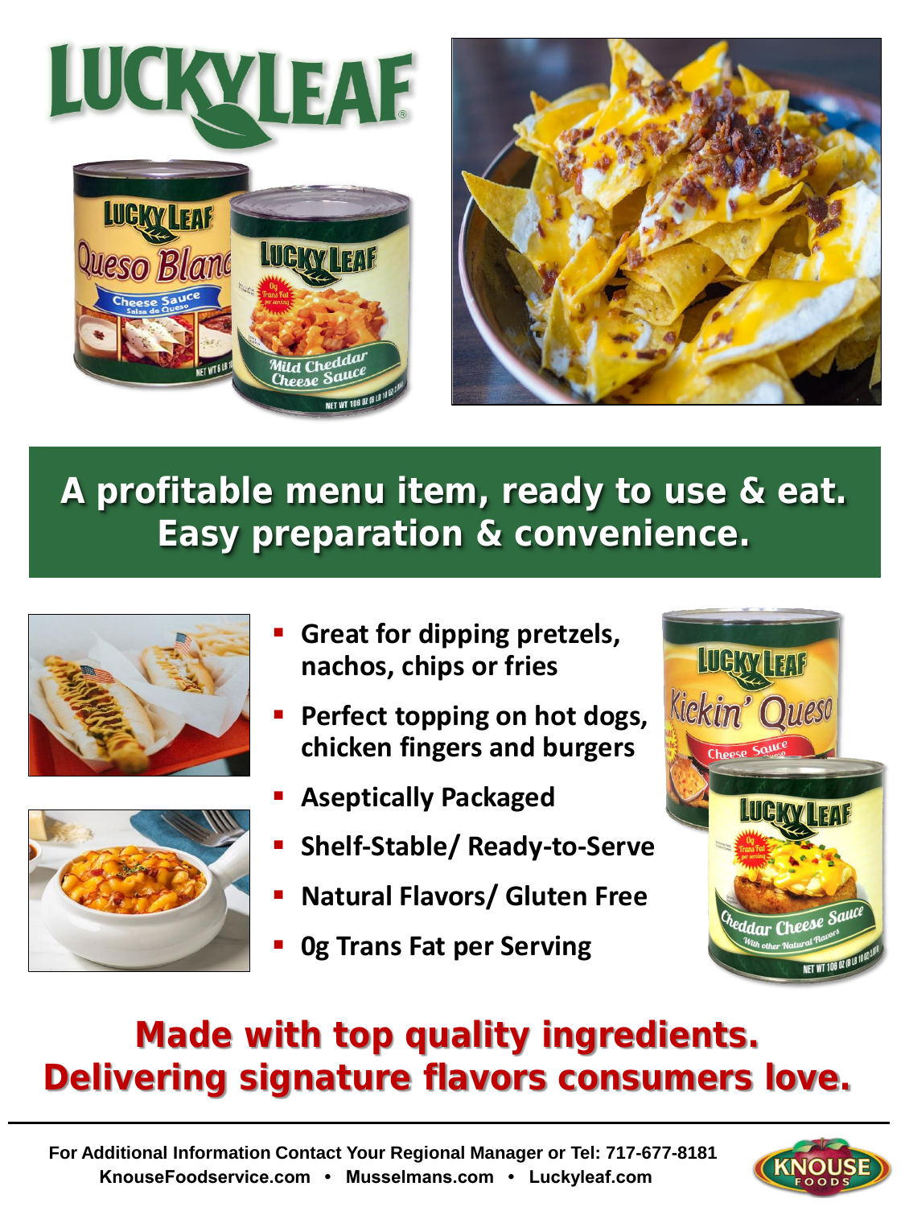# A profitable menu item, ready to use & eat. Easy preparation & convenience.

- **Great for dipping pretzels, nachos, chips or fries**
- **Perfect topping on hot dogs, chicken fingers and burgers**
- **Aseptically Packaged**
- **Shelf-Stable/ Ready-to-Serve**
- **Natural Flavors/ Gluten Free**
- **0g Trans Fat per Serving**

## Made with top quality ingredients. Delivering signature flavors consumers love.

**For Additional Information Contact Your Regional Manager or Tel: 717-677-8181**
**KnouseFoodservice.com • Musselmans.com • Luckyleaf.com**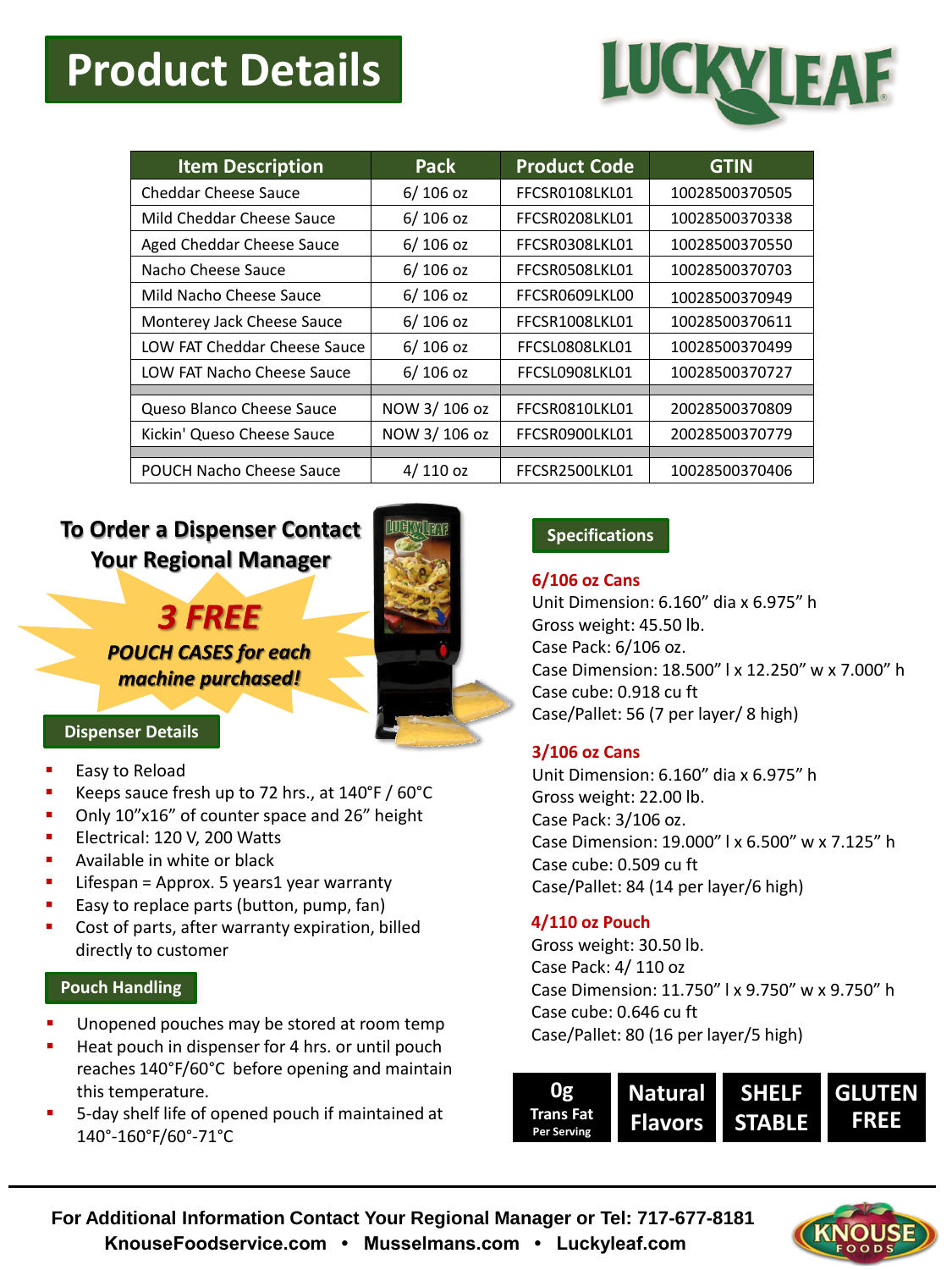# Product Details

LUCKY LEAF

| Item Description | Pack | Product Code | GTIN |
|---|---|---|---|
| Cheddar Cheese Sauce | 6/ 106 oz | FFCSR0108LKL01 | 10028500370505 |
| Mild Cheddar Cheese Sauce | 6/ 106 oz | FFCSR0208LKL01 | 10028500370338 |
| Aged Cheddar Cheese Sauce | 6/ 106 oz | FFCSR0308LKL01 | 10028500370550 |
| Nacho Cheese Sauce | 6/ 106 oz | FFCSR0508LKL01 | 10028500370703 |
| Mild Nacho Cheese Sauce | 6/ 106 oz | FFCSR0609LKL00 | 10028500370949 |
| Monterey Jack Cheese Sauce | 6/ 106 oz | FFCSR1008LKL01 | 10028500370611 |
| LOW FAT Cheddar Cheese Sauce | 6/ 106 oz | FFCSL0808LKL01 | 10028500370499 |
| LOW FAT Nacho Cheese Sauce | 6/ 106 oz | FFCSL0908LKL01 | 10028500370727 |
| | | | |
| Queso Blanco Cheese Sauce | NOW 3/ 106 oz | FFCSR0810LKL01 | 20028500370809 |
| Kickin' Queso Cheese Sauce | NOW 3/ 106 oz | FFCSR0900LKL01 | 20028500370779 |
| | | | |
| POUCH Nacho Cheese Sauce | 4/ 110 oz | FFCSR2500LKL01 | 10028500370406 |

**To Order a Dispenser Contact Your Regional Manager**

***3 FREE***

***POUCH CASES for each machine purchased!***

## Dispenser Details

- Easy to Reload
- Keeps sauce fresh up to 72 hrs., at 140°F / 60°C
- Only 10"x16" of counter space and 26" height
- Electrical: 120 V, 200 Watts
- Available in white or black
- Lifespan = Approx. 5 years1 year warranty
- Easy to replace parts (button, pump, fan)
- Cost of parts, after warranty expiration, billed directly to customer

## Pouch Handling

- Unopened pouches may be stored at room temp
- Heat pouch in dispenser for 4 hrs. or until pouch reaches 140°F/60°C before opening and maintain this temperature.
- 5-day shelf life of opened pouch if maintained at 140°-160°F/60°-71°C

## Specifications

### 6/106 oz Cans

Unit Dimension: 6.160" dia x 6.975" h
Gross weight: 45.50 lb.
Case Pack: 6/106 oz.
Case Dimension: 18.500" l x 12.250" w x 7.000" h
Case cube: 0.918 cu ft
Case/Pallet: 56 (7 per layer/ 8 high)

### 3/106 oz Cans

Unit Dimension: 6.160" dia x 6.975" h
Gross weight: 22.00 lb.
Case Pack: 3/106 oz.
Case Dimension: 19.000" l x 6.500" w x 7.125" h
Case cube: 0.509 cu ft
Case/Pallet: 84 (14 per layer/6 high)

### 4/110 oz Pouch

Gross weight: 30.50 lb.
Case Pack: 4/ 110 oz
Case Dimension: 11.750" l x 9.750" w x 9.750" h
Case cube: 0.646 cu ft
Case/Pallet: 80 (16 per layer/5 high)

**0g Trans Fat Per Serving** | **Natural Flavors** | **SHELF STABLE** | **GLUTEN FREE**

**For Additional Information Contact Your Regional Manager or Tel: 717-677-8181**
**KnouseFoodservice.com • Musselmans.com • Luckyleaf.com**

KNOUSE FOODS